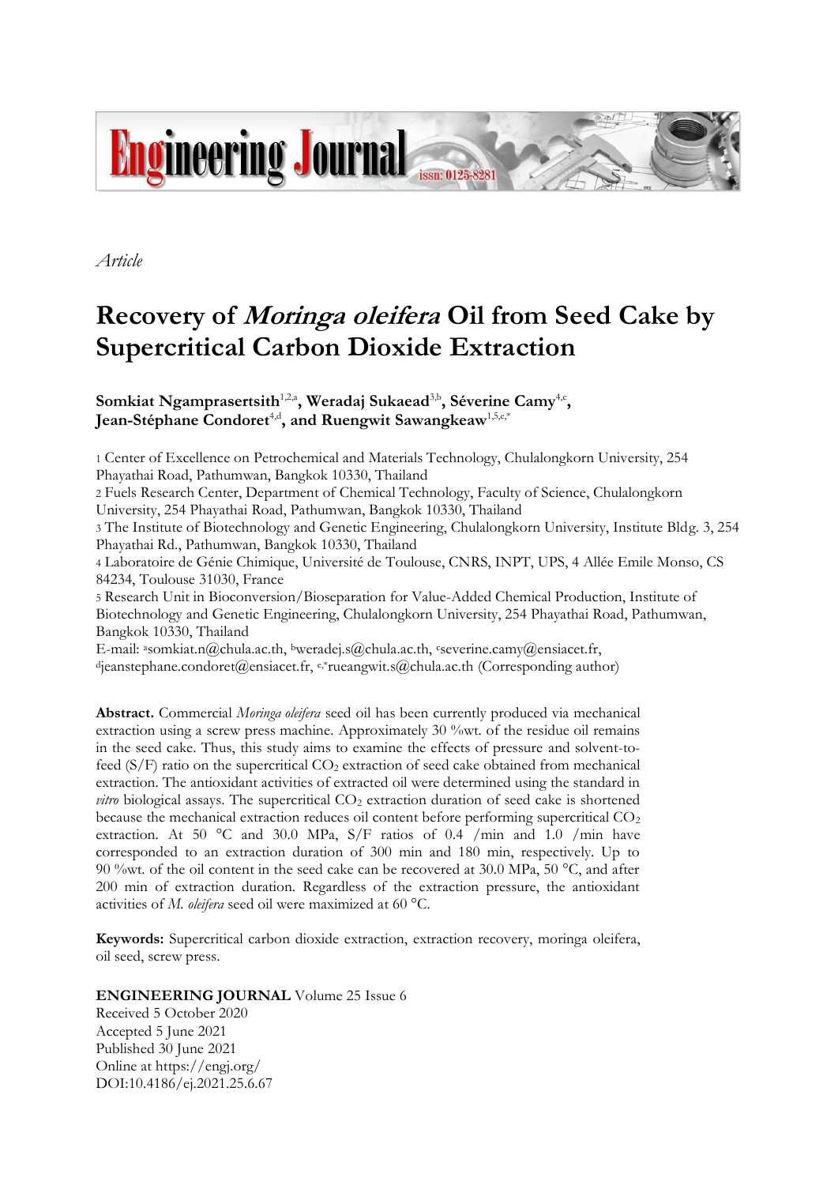*Article*

# Recovery of *Moringa oleifera* Oil from Seed Cake by Supercritical Carbon Dioxide Extraction

**Somkiat Ngamprasertsith**[1,2,a], **Weradaj Sukaead**[3,b], **Séverine Camy**[4,c], **Jean-Stéphane Condoret**[4,d], **and Ruengwit Sawangkeaw**[1,5,e,*]

1 Center of Excellence on Petrochemical and Materials Technology, Chulalongkorn University, 254 Phayathai Road, Pathumwan, Bangkok 10330, Thailand

2 Fuels Research Center, Department of Chemical Technology, Faculty of Science, Chulalongkorn University, 254 Phayathai Road, Pathumwan, Bangkok 10330, Thailand

3 The Institute of Biotechnology and Genetic Engineering, Chulalongkorn University, Institute Bldg. 3, 254 Phayathai Rd., Pathumwan, Bangkok 10330, Thailand

4 Laboratoire de Génie Chimique, Université de Toulouse, CNRS, INPT, UPS, 4 Allée Emile Monso, CS 84234, Toulouse 31030, France

5 Research Unit in Bioconversion/Bioseparation for Value-Added Chemical Production, Institute of Biotechnology and Genetic Engineering, Chulalongkorn University, 254 Phayathai Road, Pathumwan, Bangkok 10330, Thailand

E-mail: [a]somkiat.n@chula.ac.th, [b]weradej.s@chula.ac.th, [c]severine.camy@ensiacet.fr, [d]jeanstephane.condoret@ensiacet.fr, [e,*]rueangwit.s@chula.ac.th (Corresponding author)

**Abstract.** Commercial *Moringa oleifera* seed oil has been currently produced via mechanical extraction using a screw press machine. Approximately 30 %wt. of the residue oil remains in the seed cake. Thus, this study aims to examine the effects of pressure and solvent-to-feed (S/F) ratio on the supercritical $CO_2$ extraction of seed cake obtained from mechanical extraction. The antioxidant activities of extracted oil were determined using the standard in *vitro* biological assays. The supercritical $CO_2$ extraction duration of seed cake is shortened because the mechanical extraction reduces oil content before performing supercritical $CO_2$ extraction. At 50 °C and 30.0 MPa, S/F ratios of 0.4 /min and 1.0 /min have corresponded to an extraction duration of 300 min and 180 min, respectively. Up to 90 %wt. of the oil content in the seed cake can be recovered at 30.0 MPa, 50 °C, and after 200 min of extraction duration. Regardless of the extraction pressure, the antioxidant activities of *M. oleifera* seed oil were maximized at 60 °C.

**Keywords:** Supercritical carbon dioxide extraction, extraction recovery, moringa oleifera, oil seed, screw press.

**ENGINEERING JOURNAL** Volume 25 Issue 6
Received 5 October 2020
Accepted 5 June 2021
Published 30 June 2021
Online at https://engj.org/
DOI:10.4186/ej.2021.25.6.67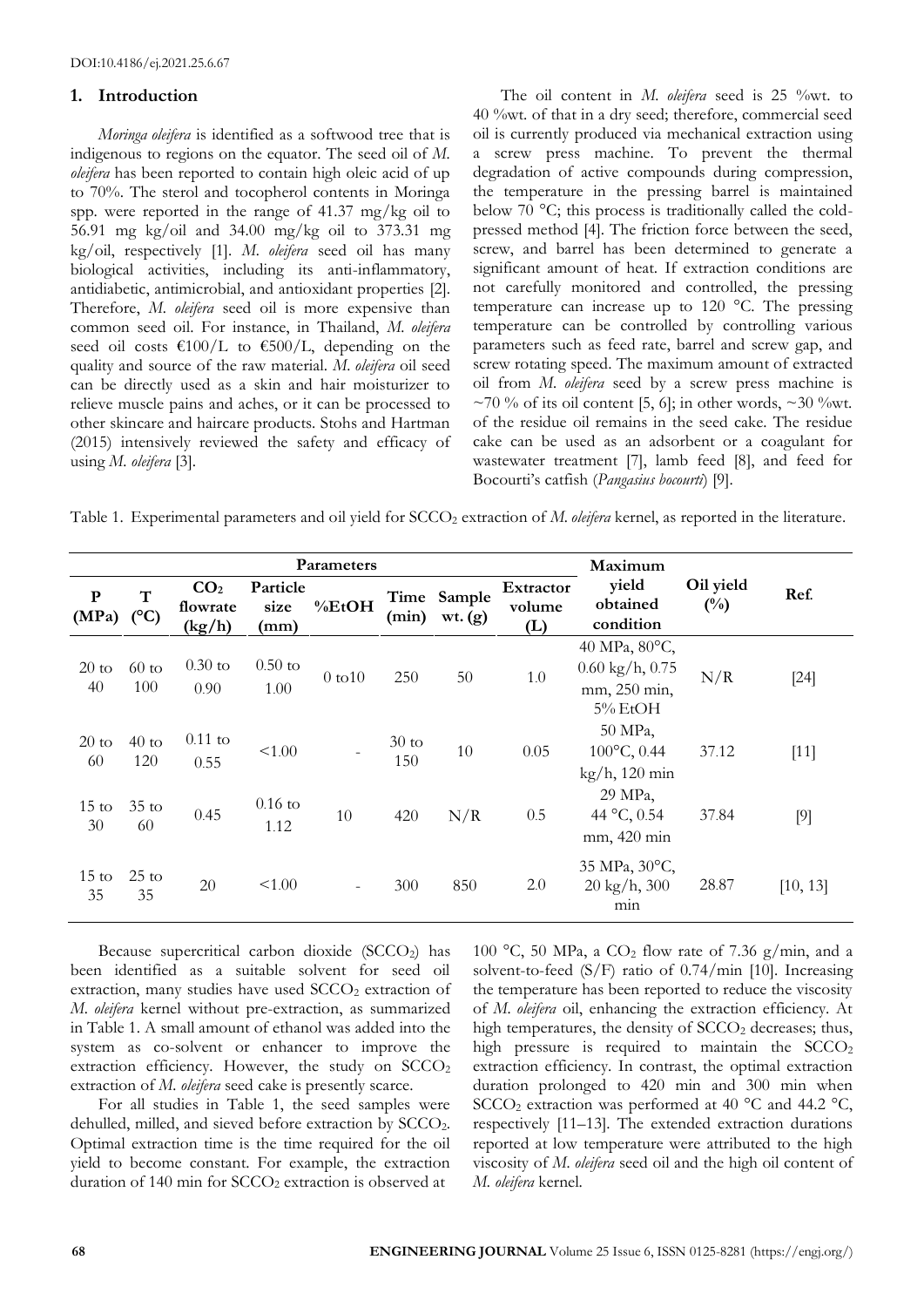## 1. Introduction

*Moringa oleifera* is identified as a softwood tree that is indigenous to regions on the equator. The seed oil of *M. oleifera* has been reported to contain high oleic acid of up to 70%. The sterol and tocopherol contents in Moringa spp. were reported in the range of 41.37 mg/kg oil to 56.91 mg kg/oil and 34.00 mg/kg oil to 373.31 mg kg/oil, respectively [1]. *M. oleifera* seed oil has many biological activities, including its anti-inflammatory, antidiabetic, antimicrobial, and antioxidant properties [2]. Therefore, *M. oleifera* seed oil is more expensive than common seed oil. For instance, in Thailand, *M. oleifera* seed oil costs €100/L to €500/L, depending on the quality and source of the raw material. *M. oleifera* oil seed can be directly used as a skin and hair moisturizer to relieve muscle pains and aches, or it can be processed to other skincare and haircare products. Stohs and Hartman (2015) intensively reviewed the safety and efficacy of using *M. oleifera* [3].

The oil content in *M. oleifera* seed is 25 %wt. to 40 %wt. of that in a dry seed; therefore, commercial seed oil is currently produced via mechanical extraction using a screw press machine. To prevent the thermal degradation of active compounds during compression, the temperature in the pressing barrel is maintained below 70 °C; this process is traditionally called the cold-pressed method [4]. The friction force between the seed, screw, and barrel has been determined to generate a significant amount of heat. If extraction conditions are not carefully monitored and controlled, the pressing temperature can increase up to 120 °C. The pressing temperature can be controlled by controlling various parameters such as feed rate, barrel and screw gap, and screw rotating speed. The maximum amount of extracted oil from *M. oleifera* seed by a screw press machine is ~70 % of its oil content [5, 6]; in other words, ~30 %wt. of the residue oil remains in the seed cake. The residue cake can be used as an adsorbent or a coagulant for wastewater treatment [7], lamb feed [8], and feed for Bocourti's catfish (*Pangasius bocourti*) [9].

Table 1. Experimental parameters and oil yield for $SCCO_2$ extraction of *M. oleifera* kernel, as reported in the literature.

| Parameters | | | | | | | | Maximum yield obtained condition | Oil yield (%) | Ref. |
|---|---|---|---|---|---|---|---|---|---|---|
| P (MPa) | T (°C) | $CO_2$ flowrate (kg/h) | Particle size (mm) | %EtOH | Time (min) | Sample wt. (g) | Extractor volume (L) | | | |
| 20 to 40 | 60 to 100 | 0.30 to 0.90 | 0.50 to 1.00 | 0 to10 | 250 | 50 | 1.0 | 40 MPa, 80°C, 0.60 kg/h, 0.75 mm, 250 min, 5% EtOH | N/R | [24] |
| 20 to 60 | 40 to 120 | 0.11 to 0.55 | <1.00 | - | 30 to 150 | 10 | 0.05 | 50 MPa, 100°C, 0.44 kg/h, 120 min | 37.12 | [11] |
| 15 to 30 | 35 to 60 | 0.45 | 0.16 to 1.12 | 10 | 420 | N/R | 0.5 | 29 MPa, 44 °C, 0.54 mm, 420 min | 37.84 | [9] |
| 15 to 35 | 25 to 35 | 20 | <1.00 | - | 300 | 850 | 2.0 | 35 MPa, 30°C, 20 kg/h, 300 min | 28.87 | [10, 13] |

Because supercritical carbon dioxide ($SCCO_2$) has been identified as a suitable solvent for seed oil extraction, many studies have used $SCCO_2$ extraction of *M. oleifera* kernel without pre-extraction, as summarized in Table 1. A small amount of ethanol was added into the system as co-solvent or enhancer to improve the extraction efficiency. However, the study on $SCCO_2$ extraction of *M. oleifera* seed cake is presently scarce.

For all studies in Table 1, the seed samples were dehulled, milled, and sieved before extraction by $SCCO_2$. Optimal extraction time is the time required for the oil yield to become constant. For example, the extraction duration of 140 min for $SCCO_2$ extraction is observed at 100 °C, 50 MPa, a $CO_2$ flow rate of 7.36 g/min, and a solvent-to-feed (S/F) ratio of 0.74/min [10]. Increasing the temperature has been reported to reduce the viscosity of *M. oleifera* oil, enhancing the extraction efficiency. At high temperatures, the density of $SCCO_2$ decreases; thus, high pressure is required to maintain the $SCCO_2$ extraction efficiency. In contrast, the optimal extraction duration prolonged to 420 min and 300 min when $SCCO_2$ extraction was performed at 40 °C and 44.2 °C, respectively [11–13]. The extended extraction durations reported at low temperature were attributed to the high viscosity of *M. oleifera* seed oil and the high oil content of *M. oleifera* kernel.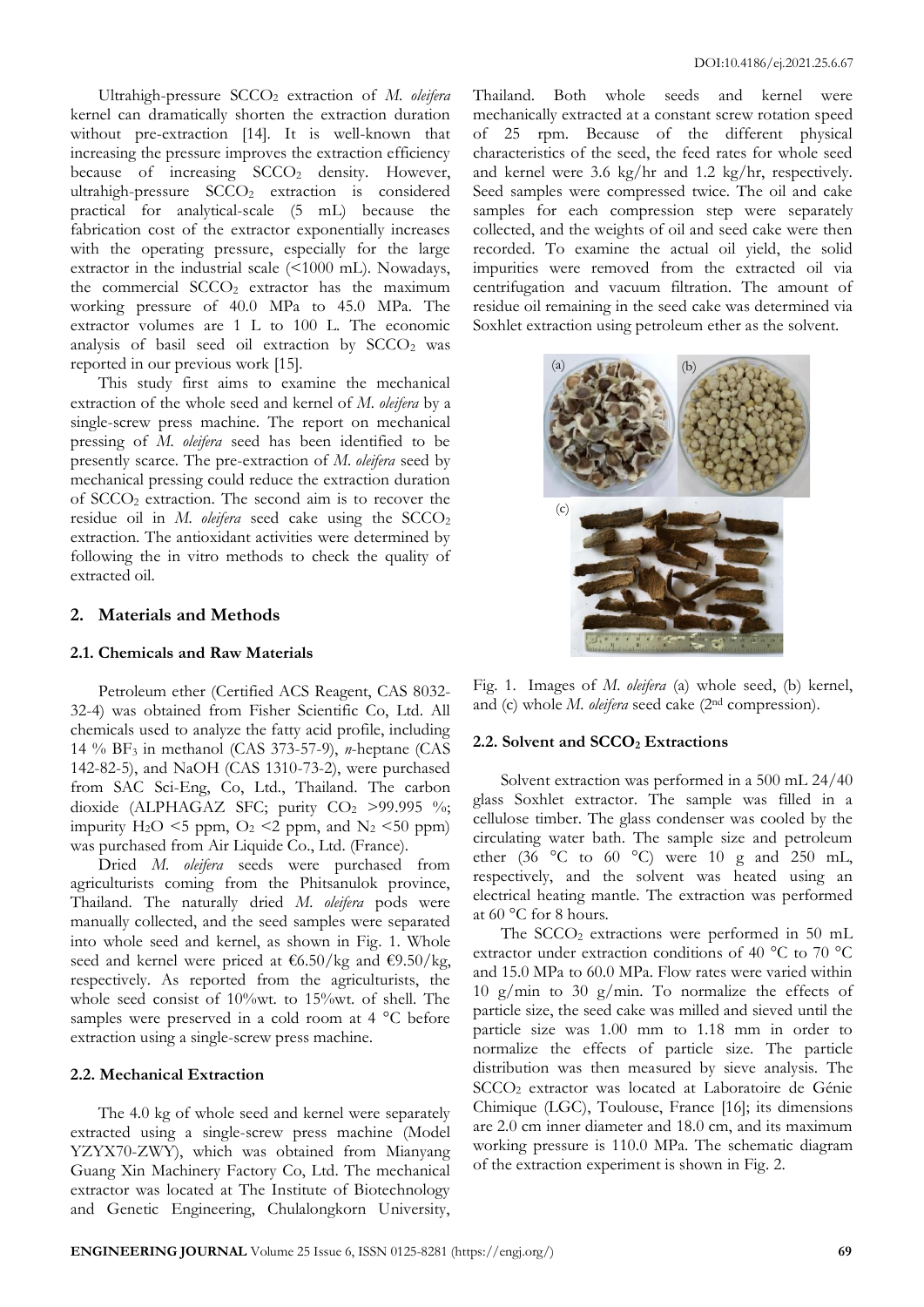Ultrahigh-pressure $SCCO_2$ extraction of *M. oleifera* kernel can dramatically shorten the extraction duration without pre-extraction [14]. It is well-known that increasing the pressure improves the extraction efficiency because of increasing $SCCO_2$ density. However, ultrahigh-pressure $SCCO_2$ extraction is considered practical for analytical-scale (5 mL) because the fabrication cost of the extractor exponentially increases with the operating pressure, especially for the large extractor in the industrial scale (<1000 mL). Nowadays, the commercial $SCCO_2$ extractor has the maximum working pressure of 40.0 MPa to 45.0 MPa. The extractor volumes are 1 L to 100 L. The economic analysis of basil seed oil extraction by $SCCO_2$ was reported in our previous work [15].

This study first aims to examine the mechanical extraction of the whole seed and kernel of *M. oleifera* by a single-screw press machine. The report on mechanical pressing of *M. oleifera* seed has been identified to be presently scarce. The pre-extraction of *M. oleifera* seed by mechanical pressing could reduce the extraction duration of $SCCO_2$ extraction. The second aim is to recover the residue oil in *M. oleifera* seed cake using the $SCCO_2$ extraction. The antioxidant activities were determined by following the in vitro methods to check the quality of extracted oil.

## 2. Materials and Methods

### 2.1. Chemicals and Raw Materials

Petroleum ether (Certified ACS Reagent, CAS 8032-32-4) was obtained from Fisher Scientific Co, Ltd. All chemicals used to analyze the fatty acid profile, including 14 % $BF_3$ in methanol (CAS 373-57-9), *n*-heptane (CAS 142-82-5), and NaOH (CAS 1310-73-2), were purchased from SAC Sci-Eng, Co, Ltd., Thailand. The carbon dioxide (ALPHAGAZ SFC; purity $CO_2$ >99.995 %; impurity $H_2O$ <5 ppm, $O_2$ <2 ppm, and $N_2$ <50 ppm) was purchased from Air Liquide Co., Ltd. (France).

Dried *M. oleifera* seeds were purchased from agriculturists coming from the Phitsanulok province, Thailand. The naturally dried *M. oleifera* pods were manually collected, and the seed samples were separated into whole seed and kernel, as shown in Fig. 1. Whole seed and kernel were priced at €6.50/kg and €9.50/kg, respectively. As reported from the agriculturists, the whole seed consist of 10%wt. to 15%wt. of shell. The samples were preserved in a cold room at 4 °C before extraction using a single-screw press machine.

### 2.2. Mechanical Extraction

The 4.0 kg of whole seed and kernel were separately extracted using a single-screw press machine (Model YZYX70-ZWY), which was obtained from Mianyang Guang Xin Machinery Factory Co, Ltd. The mechanical extractor was located at The Institute of Biotechnology and Genetic Engineering, Chulalongkorn University, Thailand. Both whole seeds and kernel were mechanically extracted at a constant screw rotation speed of 25 rpm. Because of the different physical characteristics of the seed, the feed rates for whole seed and kernel were 3.6 kg/hr and 1.2 kg/hr, respectively. Seed samples were compressed twice. The oil and cake samples for each compression step were separately collected, and the weights of oil and seed cake were then recorded. To examine the actual oil yield, the solid impurities were removed from the extracted oil via centrifugation and vacuum filtration. The amount of residue oil remaining in the seed cake was determined via Soxhlet extraction using petroleum ether as the solvent.

Fig. 1. Images of *M. oleifera* (a) whole seed, (b) kernel, and (c) whole *M. oleifera* seed cake (2nd compression).

### 2.2. Solvent and $SCCO_2$ Extractions

Solvent extraction was performed in a 500 mL 24/40 glass Soxhlet extractor. The sample was filled in a cellulose timber. The glass condenser was cooled by the circulating water bath. The sample size and petroleum ether (36 °C to 60 °C) were 10 g and 250 mL, respectively, and the solvent was heated using an electrical heating mantle. The extraction was performed at 60 °C for 8 hours.

The $SCCO_2$ extractions were performed in 50 mL extractor under extraction conditions of 40 °C to 70 °C and 15.0 MPa to 60.0 MPa. Flow rates were varied within 10 g/min to 30 g/min. To normalize the effects of particle size, the seed cake was milled and sieved until the particle size was 1.00 mm to 1.18 mm in order to normalize the effects of particle size. The particle distribution was then measured by sieve analysis. The $SCCO_2$ extractor was located at Laboratoire de Génie Chimique (LGC), Toulouse, France [16]; its dimensions are 2.0 cm inner diameter and 18.0 cm, and its maximum working pressure is 110.0 MPa. The schematic diagram of the extraction experiment is shown in Fig. 2.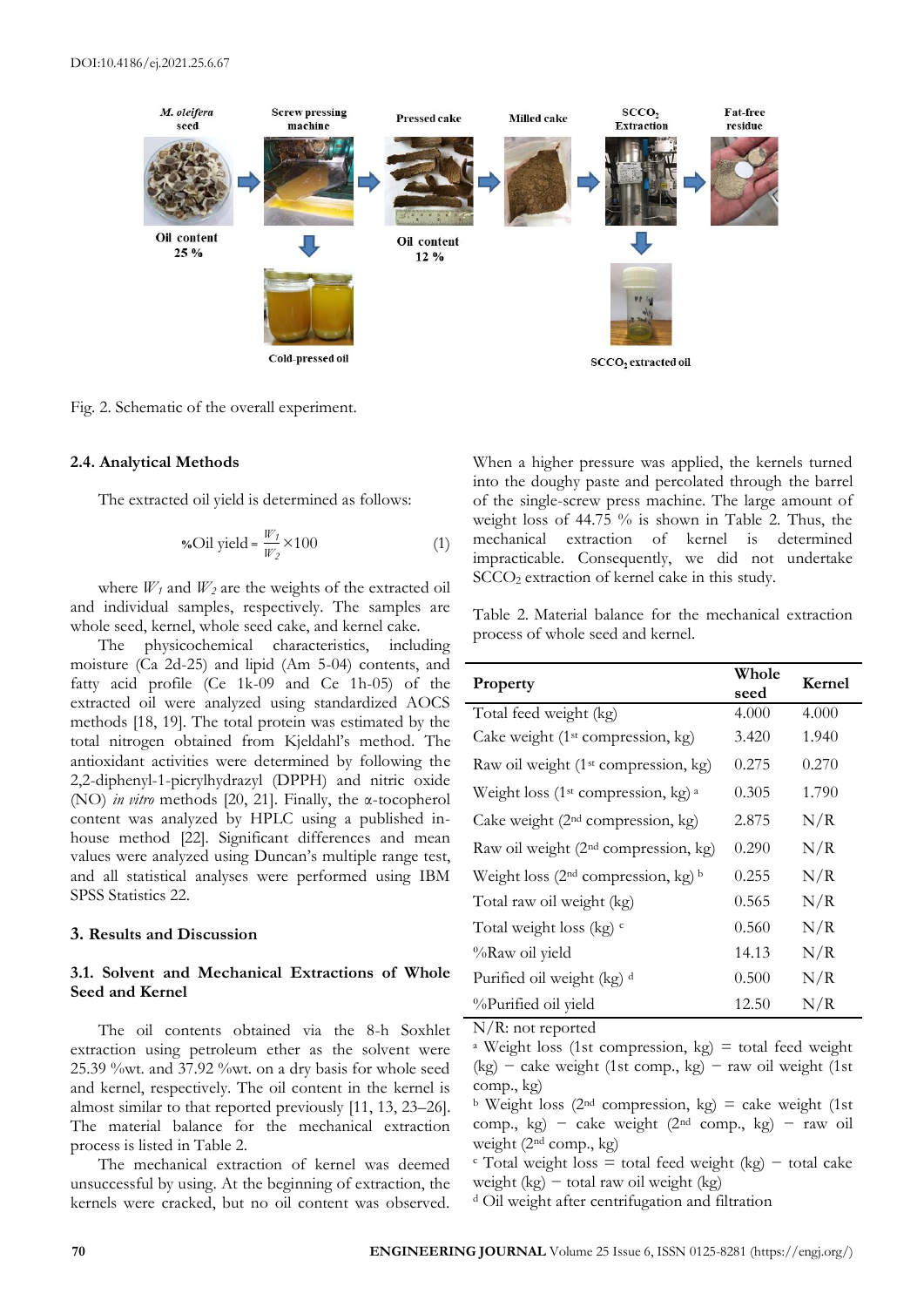Fig. 2. Schematic of the overall experiment.

### 2.4. Analytical Methods

The extracted oil yield is determined as follows:

$$\%\text{Oil yield} = \frac{W_1}{W_2} \times 100 \quad (1)$$

where $W_1$ and $W_2$ are the weights of the extracted oil and individual samples, respectively. The samples are whole seed, kernel, whole seed cake, and kernel cake.

The physicochemical characteristics, including moisture (Ca 2d-25) and lipid (Am 5-04) contents, and fatty acid profile (Ce 1k-09 and Ce 1h-05) of the extracted oil were analyzed using standardized AOCS methods [18, 19]. The total protein was estimated by the total nitrogen obtained from Kjeldahl's method. The antioxidant activities were determined by following the 2,2-diphenyl-1-picrylhydrazyl (DPPH) and nitric oxide (NO) *in vitro* methods [20, 21]. Finally, the α-tocopherol content was analyzed by HPLC using a published in-house method [22]. Significant differences and mean values were analyzed using Duncan's multiple range test, and all statistical analyses were performed using IBM SPSS Statistics 22.

## 3. Results and Discussion

### 3.1. Solvent and Mechanical Extractions of Whole Seed and Kernel

The oil contents obtained via the 8-h Soxhlet extraction using petroleum ether as the solvent were 25.39 %wt. and 37.92 %wt. on a dry basis for whole seed and kernel, respectively. The oil content in the kernel is almost similar to that reported previously [11, 13, 23–26]. The material balance for the mechanical extraction process is listed in Table 2.

The mechanical extraction of kernel was deemed unsuccessful by using. At the beginning of extraction, the kernels were cracked, but no oil content was observed. When a higher pressure was applied, the kernels turned into the doughy paste and percolated through the barrel of the single-screw press machine. The large amount of weight loss of 44.75 % is shown in Table 2. Thus, the mechanical extraction of kernel is determined impracticable. Consequently, we did not undertake $SCCO_2$ extraction of kernel cake in this study.

Table 2. Material balance for the mechanical extraction process of whole seed and kernel.

| Property | Whole seed | Kernel |
|---|---|---|
| Total feed weight (kg) | 4.000 | 4.000 |
| Cake weight (1st compression, kg) | 3.420 | 1.940 |
| Raw oil weight (1st compression, kg) | 0.275 | 0.270 |
| Weight loss (1st compression, kg) [a] | 0.305 | 1.790 |
| Cake weight (2nd compression, kg) | 2.875 | N/R |
| Raw oil weight (2nd compression, kg) | 0.290 | N/R |
| Weight loss (2nd compression, kg) [b] | 0.255 | N/R |
| Total raw oil weight (kg) | 0.565 | N/R |
| Total weight loss (kg) [c] | 0.560 | N/R |
| %Raw oil yield | 14.13 | N/R |
| Purified oil weight (kg) [d] | 0.500 | N/R |
| %Purified oil yield | 12.50 | N/R |

N/R: not reported

[a] Weight loss (1st compression, kg) = total feed weight (kg) − cake weight (1st comp., kg) − raw oil weight (1st comp., kg)

[b] Weight loss (2nd compression, kg) = cake weight (1st comp., kg) − cake weight (2nd comp., kg) − raw oil weight (2nd comp., kg)

[c] Total weight loss = total feed weight (kg) − total cake weight (kg) − total raw oil weight (kg)

[d] Oil weight after centrifugation and filtration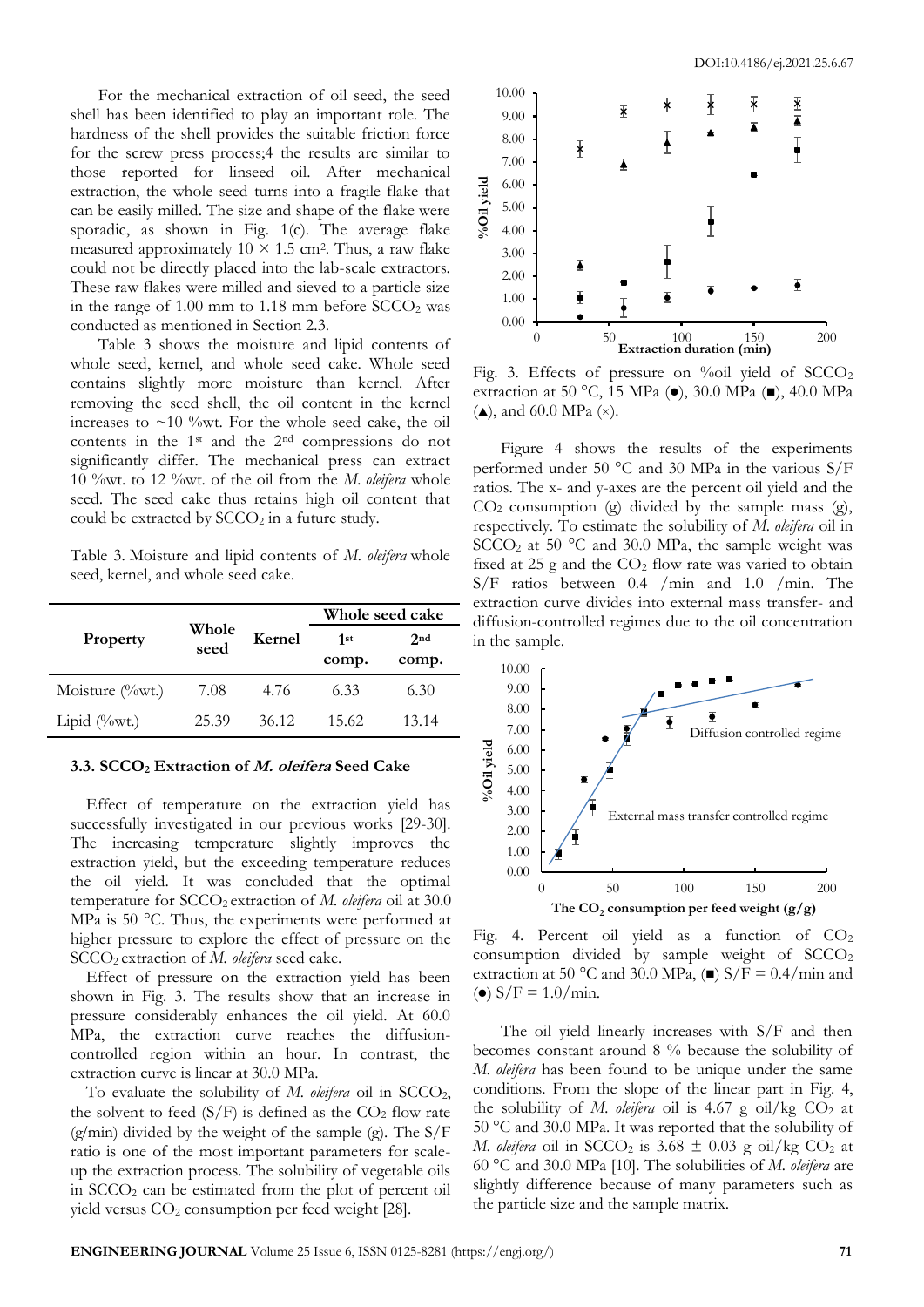For the mechanical extraction of oil seed, the seed shell has been identified to play an important role. The hardness of the shell provides the suitable friction force for the screw press process;4 the results are similar to those reported for linseed oil. After mechanical extraction, the whole seed turns into a fragile flake that can be easily milled. The size and shape of the flake were sporadic, as shown in Fig. 1(c). The average flake measured approximately $10 \times 1.5$ cm$^2$. Thus, a raw flake could not be directly placed into the lab-scale extractors. These raw flakes were milled and sieved to a particle size in the range of 1.00 mm to 1.18 mm before $SCCO_2$ was conducted as mentioned in Section 2.3.

Table 3 shows the moisture and lipid contents of whole seed, kernel, and whole seed cake. Whole seed contains slightly more moisture than kernel. After removing the seed shell, the oil content in the kernel increases to ~10 %wt. For the whole seed cake, the oil contents in the 1st and the 2nd compressions do not significantly differ. The mechanical press can extract 10 %wt. to 12 %wt. of the oil from the *M. oleifera* whole seed. The seed cake thus retains high oil content that could be extracted by $SCCO_2$ in a future study.

Table 3. Moisture and lipid contents of *M. oleifera* whole seed, kernel, and whole seed cake.

| Property | Whole seed | Kernel | Whole seed cake | |
|---|---|---|---|---|
| | | | 1st comp. | 2nd comp. |
| Moisture (%wt.) | 7.08 | 4.76 | 6.33 | 6.30 |
| Lipid (%wt.) | 25.39 | 36.12 | 15.62 | 13.14 |

### 3.3. $SCCO_2$ Extraction of *M. oleifera* Seed Cake

Effect of temperature on the extraction yield has successfully investigated in our previous works [29-30]. The increasing temperature slightly improves the extraction yield, but the exceeding temperature reduces the oil yield. It was concluded that the optimal temperature for $SCCO_2$ extraction of *M. oleifera* oil at 30.0 MPa is 50 °C. Thus, the experiments were performed at higher pressure to explore the effect of pressure on the $SCCO_2$ extraction of *M. oleifera* seed cake.

Effect of pressure on the extraction yield has been shown in Fig. 3. The results show that an increase in pressure considerably enhances the oil yield. At 60.0 MPa, the extraction curve reaches the diffusion-controlled region within an hour. In contrast, the extraction curve is linear at 30.0 MPa.

To evaluate the solubility of *M. oleifera* oil in $SCCO_2$, the solvent to feed (S/F) is defined as the $CO_2$ flow rate (g/min) divided by the weight of the sample (g). The S/F ratio is one of the most important parameters for scale-up the extraction process. The solubility of vegetable oils in $SCCO_2$ can be estimated from the plot of percent oil yield versus $CO_2$ consumption per feed weight [28].

Fig. 3. Effects of pressure on %oil yield of $SCCO_2$ extraction at 50 °C, 15 MPa (●), 30.0 MPa (■), 40.0 MPa (▲), and 60.0 MPa (×).

Figure 4 shows the results of the experiments performed under 50 °C and 30 MPa in the various S/F ratios. The x- and y-axes are the percent oil yield and the $CO_2$ consumption (g) divided by the sample mass (g), respectively. To estimate the solubility of *M. oleifera* oil in $SCCO_2$ at 50 °C and 30.0 MPa, the sample weight was fixed at 25 g and the $CO_2$ flow rate was varied to obtain S/F ratios between 0.4 /min and 1.0 /min. The extraction curve divides into external mass transfer- and diffusion-controlled regimes due to the oil concentration in the sample.

Fig. 4. Percent oil yield as a function of $CO_2$ consumption divided by sample weight of $SCCO_2$ extraction at 50 °C and 30.0 MPa, (■) S/F = 0.4/min and (●) S/F = 1.0/min.

The oil yield linearly increases with S/F and then becomes constant around 8 % because the solubility of *M. oleifera* has been found to be unique under the same conditions. From the slope of the linear part in Fig. 4, the solubility of *M. oleifera* oil is 4.67 g oil/kg $CO_2$ at 50 °C and 30.0 MPa. It was reported that the solubility of *M. oleifera* oil in $SCCO_2$ is $3.68 \pm 0.03$ g oil/kg $CO_2$ at 60 °C and 30.0 MPa [10]. The solubilities of *M. oleifera* are slightly difference because of many parameters such as the particle size and the sample matrix.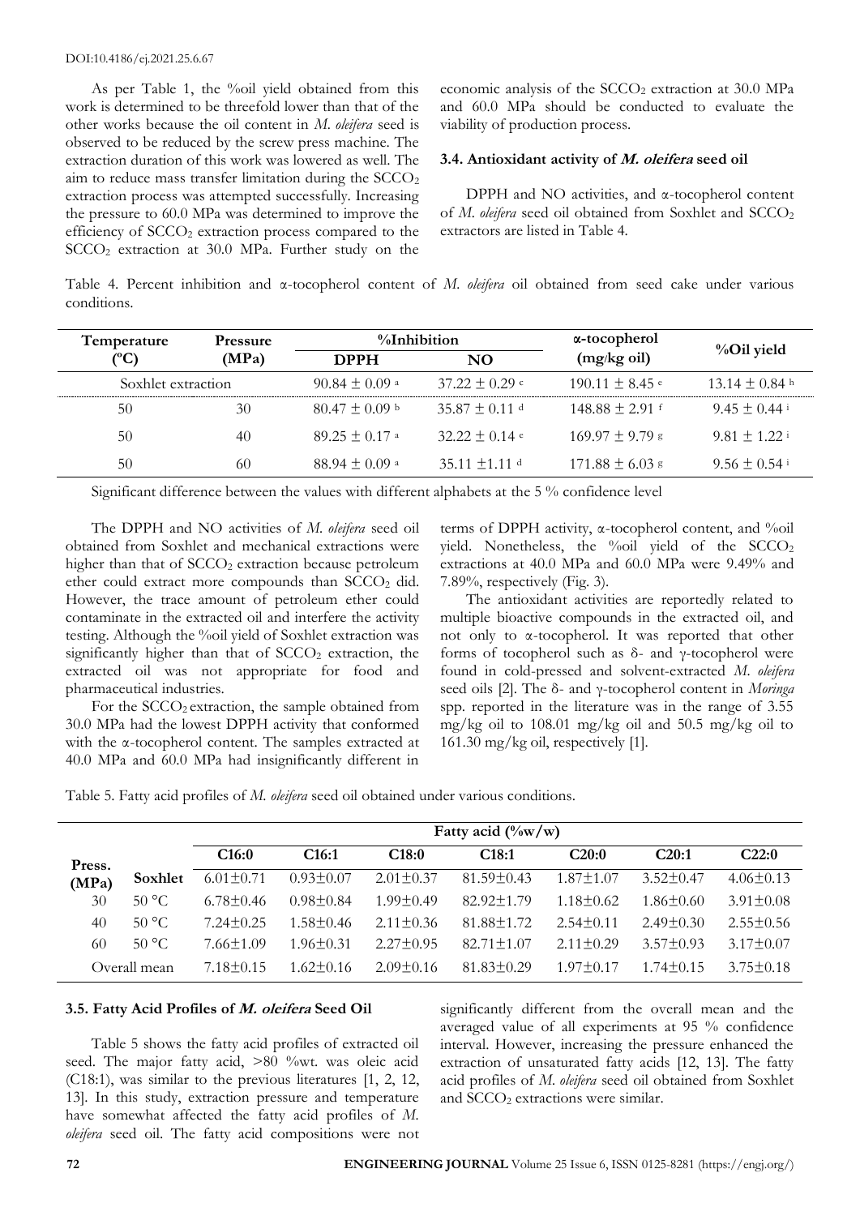As per Table 1, the %oil yield obtained from this work is determined to be threefold lower than that of the other works because the oil content in *M. oleifera* seed is observed to be reduced by the screw press machine. The extraction duration of this work was lowered as well. The aim to reduce mass transfer limitation during the $SCCO_2$ extraction process was attempted successfully. Increasing the pressure to 60.0 MPa was determined to improve the efficiency of $SCCO_2$ extraction process compared to the $SCCO_2$ extraction at 30.0 MPa. Further study on the economic analysis of the $SCCO_2$ extraction at 30.0 MPa and 60.0 MPa should be conducted to evaluate the viability of production process.

### 3.4. Antioxidant activity of *M. oleifera* seed oil

DPPH and NO activities, and α-tocopherol content of *M. oleifera* seed oil obtained from Soxhlet and $SCCO_2$ extractors are listed in Table 4.

Table 4. Percent inhibition and α-tocopherol content of *M. oleifera* oil obtained from seed cake under various conditions.

| Temperature (°C) | Pressure (MPa) | %Inhibition | | α-tocopherol (mg/kg oil) | %Oil yield |
|---|---|---|---|---|---|
| | | DPPH | NO | | |
| Soxhlet extraction | | 90.84 ± 0.09 [a] | 37.22 ± 0.29 [c] | 190.11 ± 8.45 [e] | 13.14 ± 0.84 [h] |
| 50 | 30 | 80.47 ± 0.09 [b] | 35.87 ± 0.11 [d] | 148.88 ± 2.91 [f] | 9.45 ± 0.44 [i] |
| 50 | 40 | 89.25 ± 0.17 [a] | 32.22 ± 0.14 [e] | 169.97 ± 9.79 [g] | 9.81 ± 1.22 [i] |
| 50 | 60 | 88.94 ± 0.09 [a] | 35.11 ±1.11 [d] | 171.88 ± 6.03 [g] | 9.56 ± 0.54 [i] |

Significant difference between the values with different alphabets at the 5 % confidence level

The DPPH and NO activities of *M. oleifera* seed oil obtained from Soxhlet and mechanical extractions were higher than that of $SCCO_2$ extraction because petroleum ether could extract more compounds than $SCCO_2$ did. However, the trace amount of petroleum ether could contaminate in the extracted oil and interfere the activity testing. Although the %oil yield of Soxhlet extraction was significantly higher than that of $SCCO_2$ extraction, the extracted oil was not appropriate for food and pharmaceutical industries.

For the $SCCO_2$ extraction, the sample obtained from 30.0 MPa had the lowest DPPH activity that conformed with the α-tocopherol content. The samples extracted at 40.0 MPa and 60.0 MPa had insignificantly different in terms of DPPH activity, α-tocopherol content, and %oil yield. Nonetheless, the %oil yield of the $SCCO_2$ extractions at 40.0 MPa and 60.0 MPa were 9.49% and 7.89%, respectively (Fig. 3).

The antioxidant activities are reportedly related to multiple bioactive compounds in the extracted oil, and not only to α-tocopherol. It was reported that other forms of tocopherol such as δ- and γ-tocopherol were found in cold-pressed and solvent-extracted *M. oleifera* seed oils [2]. The δ- and γ-tocopherol content in *Moringa* spp. reported in the literature was in the range of 3.55 mg/kg oil to 108.01 mg/kg oil and 50.5 mg/kg oil to 161.30 mg/kg oil, respectively [1].

Table 5. Fatty acid profiles of *M. oleifera* seed oil obtained under various conditions.

| Press. (MPa) | | Fatty acid (%w/w) | | | | | | |
|---|---|---|---|---|---|---|---|---|
| | | C16:0 | C16:1 | C18:0 | C18:1 | C20:0 | C20:1 | C22:0 |
| | Soxhlet | 6.01±0.71 | 0.93±0.07 | 2.01±0.37 | 81.59±0.43 | 1.87±1.07 | 3.52±0.47 | 4.06±0.13 |
| 30 | 50 °C | 6.78±0.46 | 0.98±0.84 | 1.99±0.49 | 82.92±1.79 | 1.18±0.62 | 1.86±0.60 | 3.91±0.08 |
| 40 | 50 °C | 7.24±0.25 | 1.58±0.46 | 2.11±0.36 | 81.88±1.72 | 2.54±0.11 | 2.49±0.30 | 2.55±0.56 |
| 60 | 50 °C | 7.66±1.09 | 1.96±0.31 | 2.27±0.95 | 82.71±1.07 | 2.11±0.29 | 3.57±0.93 | 3.17±0.07 |
| Overall mean | | 7.18±0.15 | 1.62±0.16 | 2.09±0.16 | 81.83±0.29 | 1.97±0.17 | 1.74±0.15 | 3.75±0.18 |

### 3.5. Fatty Acid Profiles of *M. oleifera* Seed Oil

Table 5 shows the fatty acid profiles of extracted oil seed. The major fatty acid, >80 %wt. was oleic acid (C18:1), was similar to the previous literatures [1, 2, 12, 13]. In this study, extraction pressure and temperature have somewhat affected the fatty acid profiles of *M. oleifera* seed oil. The fatty acid compositions were not significantly different from the overall mean and the averaged value of all experiments at 95 % confidence interval. However, increasing the pressure enhanced the extraction of unsaturated fatty acids [12, 13]. The fatty acid profiles of *M. oleifera* seed oil obtained from Soxhlet and $SCCO_2$ extractions were similar.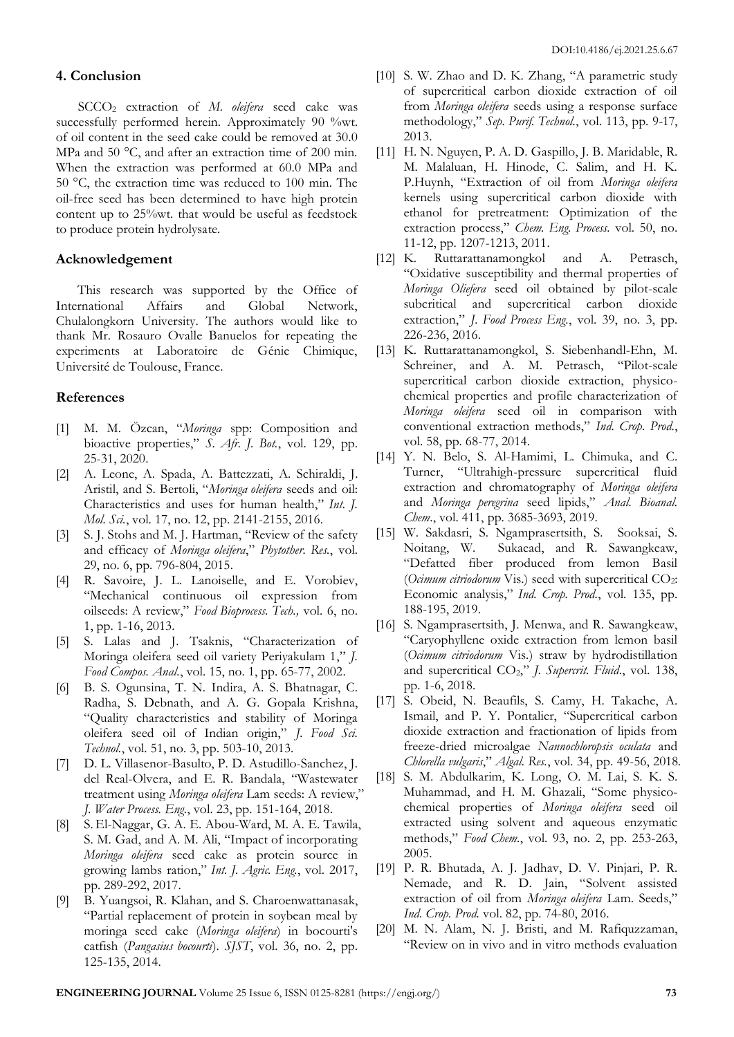## 4. Conclusion

$SCCO_2$ extraction of *M. oleifera* seed cake was successfully performed herein. Approximately 90 %wt. of oil content in the seed cake could be removed at 30.0 MPa and 50 °C, and after an extraction time of 200 min. When the extraction was performed at 60.0 MPa and 50 °C, the extraction time was reduced to 100 min. The oil-free seed has been determined to have high protein content up to 25%wt. that would be useful as feedstock to produce protein hydrolysate.

## Acknowledgement

This research was supported by the Office of International Affairs and Global Network, Chulalongkorn University. The authors would like to thank Mr. Rosauro Ovalle Banuelos for repeating the experiments at Laboratoire de Génie Chimique, Université de Toulouse, France.

## References

[1] M. M. Özcan, "*Moringa* spp: Composition and bioactive properties," *S. Afr. J. Bot.*, vol. 129, pp. 25-31, 2020.

[2] A. Leone, A. Spada, A. Battezzati, A. Schiraldi, J. Aristil, and S. Bertoli, "*Moringa oleifera* seeds and oil: Characteristics and uses for human health," *Int. J. Mol. Sci.*, vol. 17, no. 12, pp. 2141-2155, 2016.

[3] S. J. Stohs and M. J. Hartman, "Review of the safety and efficacy of *Moringa oleifera*," *Phytother. Res.*, vol. 29, no. 6, pp. 796-804, 2015.

[4] R. Savoire, J. L. Lanoiselle, and E. Vorobiev, "Mechanical continuous oil expression from oilseeds: A review," *Food Bioprocess. Tech.,* vol. 6, no. 1, pp. 1-16, 2013.

[5] S. Lalas and J. Tsaknis, "Characterization of Moringa oleifera seed oil variety Periyakulam 1," *J. Food Compos. Anal.*, vol. 15, no. 1, pp. 65-77, 2002.

[6] B. S. Ogunsina, T. N. Indira, A. S. Bhatnagar, C. Radha, S. Debnath, and A. G. Gopala Krishna, "Quality characteristics and stability of Moringa oleifera seed oil of Indian origin," *J. Food Sci. Technol.*, vol. 51, no. 3, pp. 503-10, 2013.

[7] D. L. Villasenor-Basulto, P. D. Astudillo-Sanchez, J. del Real-Olvera, and E. R. Bandala, "Wastewater treatment using *Moringa oleifera* Lam seeds: A review," *J. Water Process. Eng.*, vol. 23, pp. 151-164, 2018.

[8] S. El-Naggar, G. A. E. Abou-Ward, M. A. E. Tawila, S. M. Gad, and A. M. Ali, "Impact of incorporating *Moringa oleifera* seed cake as protein source in growing lambs ration," *Int. J. Agric. Eng.*, vol. 2017, pp. 289-292, 2017.

[9] B. Yuangsoi, R. Klahan, and S. Charoenwattanasak, "Partial replacement of protein in soybean meal by moringa seed cake (*Moringa oleifera*) in bocourti's catfish (*Pangasius bocourti*). *SJST*, vol. 36, no. 2, pp. 125-135, 2014.

[10] S. W. Zhao and D. K. Zhang, "A parametric study of supercritical carbon dioxide extraction of oil from *Moringa oleifera* seeds using a response surface methodology," *Sep. Purif. Technol.*, vol. 113, pp. 9-17, 2013.

[11] H. N. Nguyen, P. A. D. Gaspillo, J. B. Maridable, R. M. Malaluan, H. Hinode, C. Salim, and H. K. P.Huynh, "Extraction of oil from *Moringa oleifera* kernels using supercritical carbon dioxide with ethanol for pretreatment: Optimization of the extraction process," *Chem. Eng. Process.* vol. 50, no. 11-12, pp. 1207-1213, 2011.

[12] K. Ruttarattanamongkol and A. Petrasch, "Oxidative susceptibility and thermal properties of *Moringa Oliefera* seed oil obtained by pilot-scale subcritical and supercritical carbon dioxide extraction," *J. Food Process Eng.*, vol. 39, no. 3, pp. 226-236, 2016.

[13] K. Ruttarattanamongkol, S. Siebenhandl-Ehn, M. Schreiner, and A. M. Petrasch, "Pilot-scale supercritical carbon dioxide extraction, physico-chemical properties and profile characterization of *Moringa oleifera* seed oil in comparison with conventional extraction methods," *Ind. Crop. Prod.*, vol. 58, pp. 68-77, 2014.

[14] Y. N. Belo, S. Al-Hamimi, L. Chimuka, and C. Turner, "Ultrahigh-pressure supercritical fluid extraction and chromatography of *Moringa oleifera* and *Moringa peregrina* seed lipids," *Anal. Bioanal. Chem.*, vol. 411, pp. 3685-3693, 2019.

[15] W. Sakdasri, S. Ngamprasertsith, S. Sooksai, S. Noitang, W. Sukaead, and R. Sawangkeaw, "Defatted fiber produced from lemon Basil (*Ocimum citriodorum* Vis.) seed with supercritical $CO_2$: Economic analysis," *Ind. Crop. Prod.*, vol. 135, pp. 188-195, 2019.

[16] S. Ngamprasertsith, J. Menwa, and R. Sawangkeaw, "Caryophyllene oxide extraction from lemon basil (*Ocimum citriodorum* Vis.) straw by hydrodistillation and supercritical $CO_2$," *J. Supercrit. Fluid.*, vol. 138, pp. 1-6, 2018.

[17] S. Obeid, N. Beaufils, S. Camy, H. Takache, A. Ismail, and P. Y. Pontalier, "Supercritical carbon dioxide extraction and fractionation of lipids from freeze-dried microalgae *Nannochloropsis oculata* and *Chlorella vulgaris*," *Algal. Res.*, vol. 34, pp. 49-56, 2018.

[18] S. M. Abdulkarim, K. Long, O. M. Lai, S. K. S. Muhammad, and H. M. Ghazali, "Some physico-chemical properties of *Moringa oleifera* seed oil extracted using solvent and aqueous enzymatic methods," *Food Chem.*, vol. 93, no. 2, pp. 253-263, 2005.

[19] P. R. Bhutada, A. J. Jadhav, D. V. Pinjari, P. R. Nemade, and R. D. Jain, "Solvent assisted extraction of oil from *Moringa oleifera* Lam. Seeds," *Ind. Crop. Prod.* vol. 82, pp. 74-80, 2016.

[20] M. N. Alam, N. J. Bristi, and M. Rafiquzzaman, "Review on in vivo and in vitro methods evaluation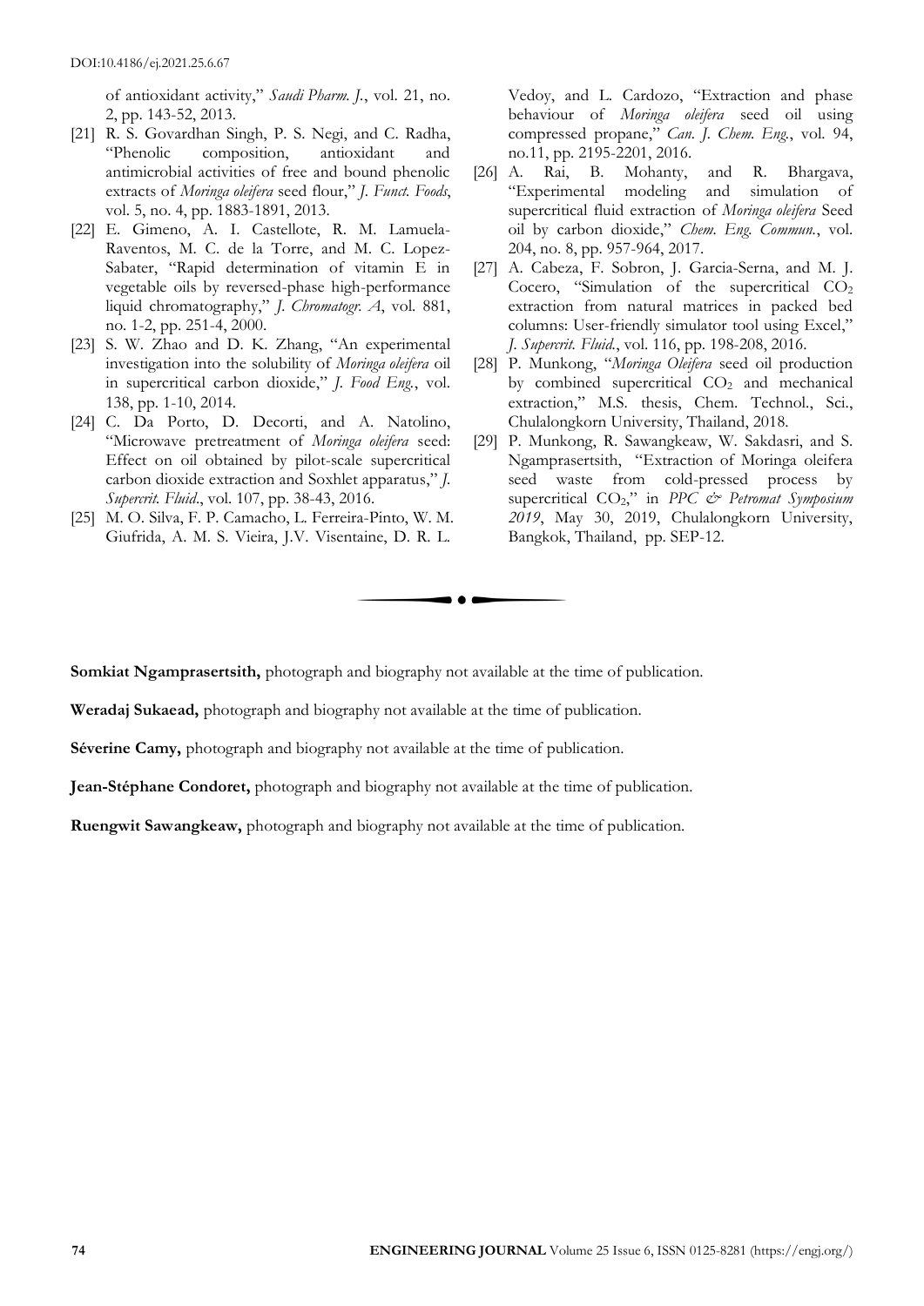of antioxidant activity," *Saudi Pharm. J.*, vol. 21, no. 2, pp. 143-52, 2013.

[21] R. S. Govardhan Singh, P. S. Negi, and C. Radha, "Phenolic composition, antioxidant and antimicrobial activities of free and bound phenolic extracts of *Moringa oleifera* seed flour," *J. Funct. Foods*, vol. 5, no. 4, pp. 1883-1891, 2013.

[22] E. Gimeno, A. I. Castellote, R. M. Lamuela-Raventos, M. C. de la Torre, and M. C. Lopez-Sabater, "Rapid determination of vitamin E in vegetable oils by reversed-phase high-performance liquid chromatography," *J. Chromatogr. A*, vol. 881, no. 1-2, pp. 251-4, 2000.

[23] S. W. Zhao and D. K. Zhang, "An experimental investigation into the solubility of *Moringa oleifera* oil in supercritical carbon dioxide," *J. Food Eng.*, vol. 138, pp. 1-10, 2014.

[24] C. Da Porto, D. Decorti, and A. Natolino, "Microwave pretreatment of *Moringa oleifera* seed: Effect on oil obtained by pilot-scale supercritical carbon dioxide extraction and Soxhlet apparatus," *J. Supercrit. Fluid.*, vol. 107, pp. 38-43, 2016.

[25] M. O. Silva, F. P. Camacho, L. Ferreira-Pinto, W. M. Giufrida, A. M. S. Vieira, J.V. Visentaine, D. R. L. Vedoy, and L. Cardozo, "Extraction and phase behaviour of *Moringa oleifera* seed oil using compressed propane," *Can. J. Chem. Eng.*, vol. 94, no.11, pp. 2195-2201, 2016.

[26] A. Rai, B. Mohanty, and R. Bhargava, "Experimental modeling and simulation of supercritical fluid extraction of *Moringa oleifera* Seed oil by carbon dioxide," *Chem. Eng. Commun.*, vol. 204, no. 8, pp. 957-964, 2017.

[27] A. Cabeza, F. Sobron, J. Garcia-Serna, and M. J. Cocero, "Simulation of the supercritical $CO_2$ extraction from natural matrices in packed bed columns: User-friendly simulator tool using Excel," *J. Supercrit. Fluid.*, vol. 116, pp. 198-208, 2016.

[28] P. Munkong, "*Moringa Oleifera* seed oil production by combined supercritical $CO_2$ and mechanical extraction," M.S. thesis, Chem. Technol., Sci., Chulalongkorn University, Thailand, 2018.

[29] P. Munkong, R. Sawangkeaw, W. Sakdasri, and S. Ngamprasertsith, "Extraction of Moringa oleifera seed waste from cold-pressed process by supercritical $CO_2$," in *PPC & Petromat Symposium 2019*, May 30, 2019, Chulalongkorn University, Bangkok, Thailand, pp. SEP-12.

**Somkiat Ngamprasertsith,** photograph and biography not available at the time of publication.

**Weradaj Sukaead,** photograph and biography not available at the time of publication.

**Séverine Camy,** photograph and biography not available at the time of publication.

**Jean-Stéphane Condoret,** photograph and biography not available at the time of publication.

**Ruengwit Sawangkeaw,** photograph and biography not available at the time of publication.